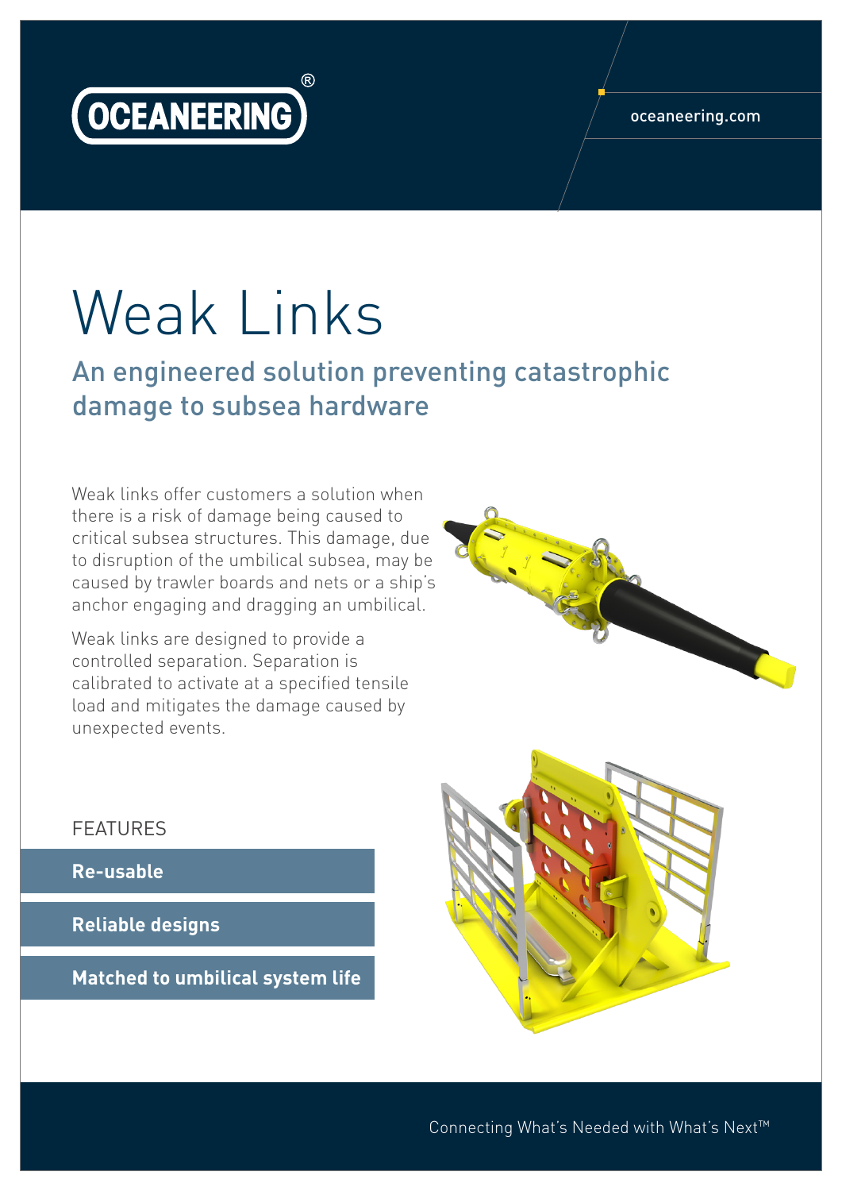# Weak Links

## An engineered solution preventing catastrophic damage to subsea hardware

Weak links offer customers a solution when there is a risk of damage being caused to critical subsea structures. This damage, due to disruption of the umbilical subsea, may be caused by trawler boards and nets or a ship's anchor engaging and dragging an umbilical.

Weak links are designed to provide a controlled separation. Separation is calibrated to activate at a specified tensile load and mitigates the damage caused by unexpected events.

FEATURES

- **Re-usable**
- **Reliable designs**
- **Matched to umbilical system life**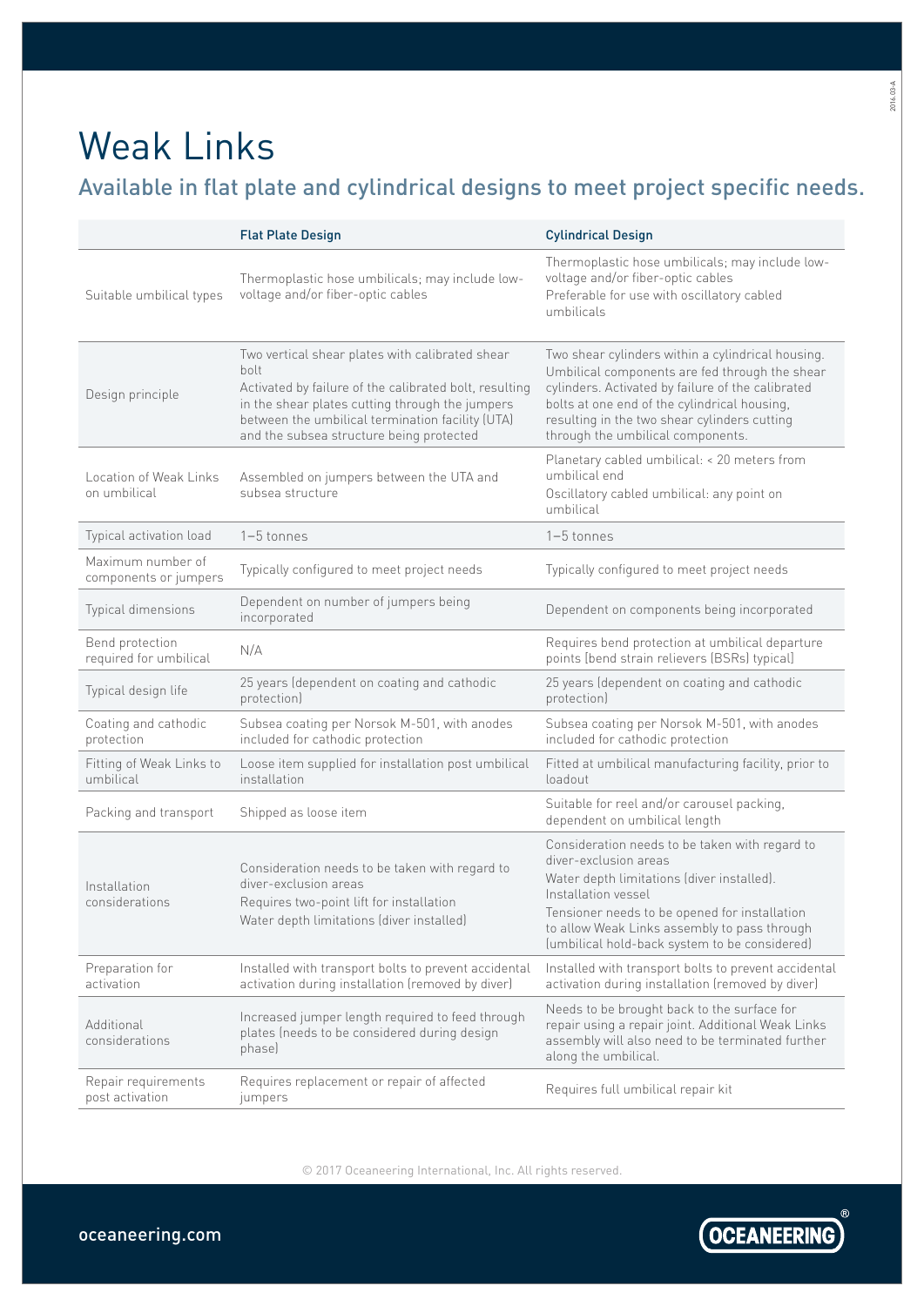# Weak Links

## Available in flat plate and cylindrical designs to meet project specific needs.

| | Flat Plate Design | Cylindrical Design |
|---|---|---|
| Suitable umbilical types | Thermoplastic hose umbilicals; may include low-voltage and/or fiber-optic cables | Thermoplastic hose umbilicals; may include low-voltage and/or fiber-optic cables<br>Preferable for use with oscillatory cabled umbilicals |
| Design principle | Two vertical shear plates with calibrated shear bolt<br>Activated by failure of the calibrated bolt, resulting in the shear plates cutting through the jumpers between the umbilical termination facility (UTA) and the subsea structure being protected | Two shear cylinders within a cylindrical housing. Umbilical components are fed through the shear cylinders. Activated by failure of the calibrated bolts at one end of the cylindrical housing, resulting in the two shear cylinders cutting through the umbilical components. |
| Location of Weak Links on umbilical | Assembled on jumpers between the UTA and subsea structure | Planetary cabled umbilical: < 20 meters from umbilical end<br>Oscillatory cabled umbilical: any point on umbilical |
| Typical activation load | 1–5 tonnes | 1–5 tonnes |
| Maximum number of components or jumpers | Typically configured to meet project needs | Typically configured to meet project needs |
| Typical dimensions | Dependent on number of jumpers being incorporated | Dependent on components being incorporated |
| Bend protection required for umbilical | N/A | Requires bend protection at umbilical departure points (bend strain relievers (BSRs) typical) |
| Typical design life | 25 years (dependent on coating and cathodic protection) | 25 years (dependent on coating and cathodic protection) |
| Coating and cathodic protection | Subsea coating per Norsok M-501, with anodes included for cathodic protection | Subsea coating per Norsok M-501, with anodes included for cathodic protection |
| Fitting of Weak Links to umbilical | Loose item supplied for installation post umbilical installation | Fitted at umbilical manufacturing facility, prior to loadout |
| Packing and transport | Shipped as loose item | Suitable for reel and/or carousel packing, dependent on umbilical length |
| Installation considerations | Consideration needs to be taken with regard to diver-exclusion areas<br>Requires two-point lift for installation<br>Water depth limitations (diver installed) | Consideration needs to be taken with regard to diver-exclusion areas<br>Water depth limitations (diver installed). Installation vessel<br>Tensioner needs to be opened for installation to allow Weak Links assembly to pass through (umbilical hold-back system to be considered) |
| Preparation for activation | Installed with transport bolts to prevent accidental activation during installation (removed by diver) | Installed with transport bolts to prevent accidental activation during installation (removed by diver) |
| Additional considerations | Increased jumper length required to feed through plates (needs to be considered during design phase) | Needs to be brought back to the surface for repair using a repair joint. Additional Weak Links assembly will also need to be terminated further along the umbilical. |
| Repair requirements post activation | Requires replacement or repair of affected jumpers | Requires full umbilical repair kit |

© 2017 Oceaneering International, Inc. All rights reserved.

oceaneering.com